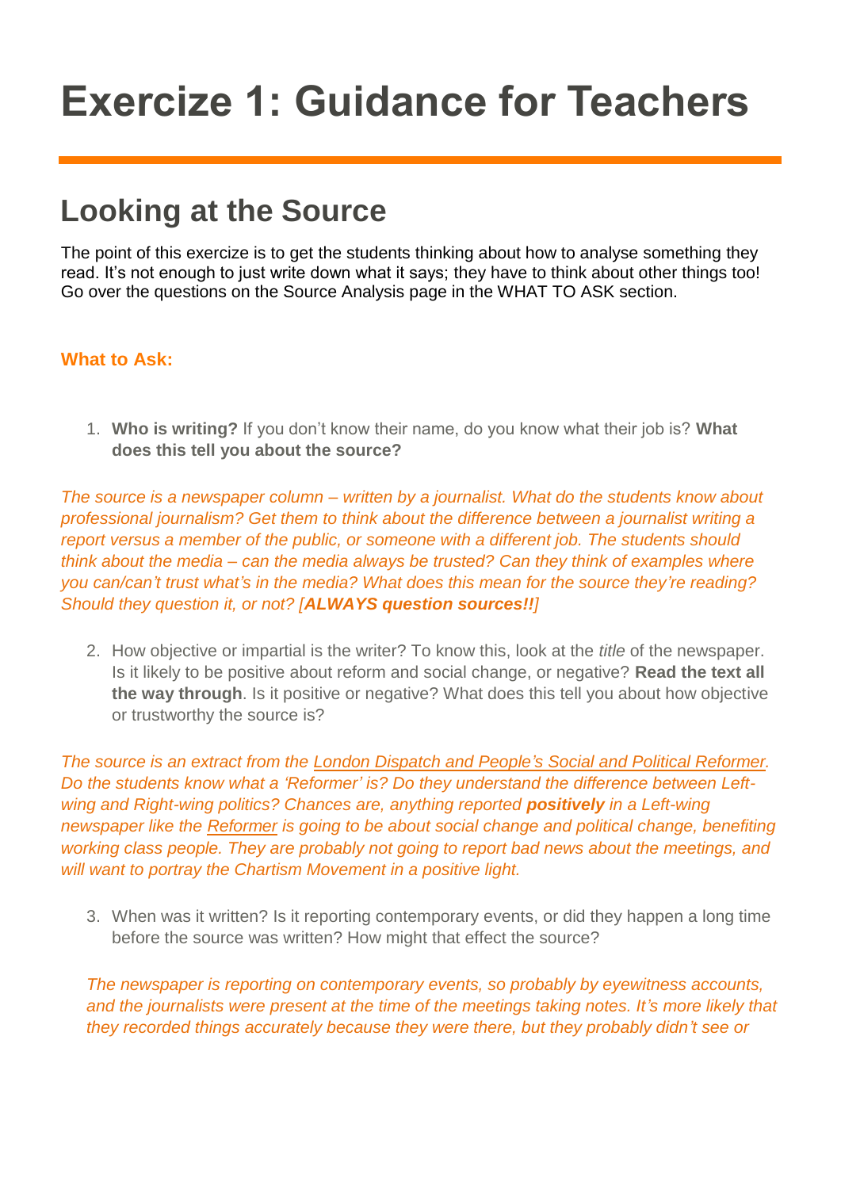# Exercize 1: Guidance for Teachers

## Looking at the Source

The point of this exercize is to get the students thinking about how to analyse something they read. It's not enough to just write down what it says; they have to think about other things too! Go over the questions on the Source Analysis page in the WHAT TO ASK section.

### What to Ask:

1. **Who is writing?** If you don't know their name, do you know what their job is? **What does this tell you about the source?**

*The source is a newspaper column – written by a journalist. What do the students know about professional journalism? Get them to think about the difference between a journalist writing a report versus a member of the public, or someone with a different job. The students should think about the media – can the media always be trusted? Can they think of examples where you can/can't trust what's in the media? What does this mean for the source they're reading? Should they question it, or not? [**ALWAYS question sources!!**]*

2. How objective or impartial is the writer? To know this, look at the *title* of the newspaper. Is it likely to be positive about reform and social change, or negative? **Read the text all the way through**. Is it positive or negative? What does this tell you about how objective or trustworthy the source is?

*The source is an extract from the London Dispatch and People's Social and Political Reformer. Do the students know what a 'Reformer' is? Do they understand the difference between Left-wing and Right-wing politics? Chances are, anything reported **positively** in a Left-wing newspaper like the Reformer is going to be about social change and political change, benefiting working class people. They are probably not going to report bad news about the meetings, and will want to portray the Chartism Movement in a positive light.*

3. When was it written? Is it reporting contemporary events, or did they happen a long time before the source was written? How might that effect the source?

*The newspaper is reporting on contemporary events, so probably by eyewitness accounts, and the journalists were present at the time of the meetings taking notes. It's more likely that they recorded things accurately because they were there, but they probably didn't see or*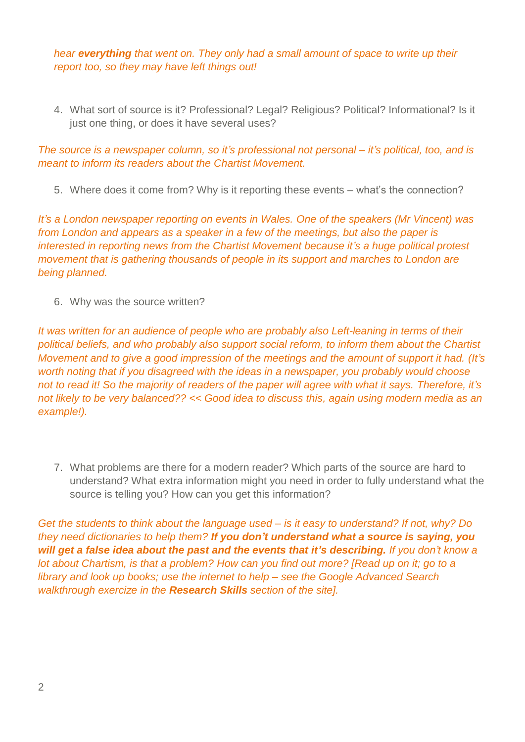*hear **everything** that went on. They only had a small amount of space to write up their report too, so they may have left things out!*

4. What sort of source is it? Professional? Legal? Religious? Political? Informational? Is it just one thing, or does it have several uses?

*The source is a newspaper column, so it's professional not personal – it's political, too, and is meant to inform its readers about the Chartist Movement.*

5. Where does it come from? Why is it reporting these events – what's the connection?

*It's a London newspaper reporting on events in Wales. One of the speakers (Mr Vincent) was from London and appears as a speaker in a few of the meetings, but also the paper is interested in reporting news from the Chartist Movement because it's a huge political protest movement that is gathering thousands of people in its support and marches to London are being planned.*

6. Why was the source written?

*It was written for an audience of people who are probably also Left-leaning in terms of their political beliefs, and who probably also support social reform, to inform them about the Chartist Movement and to give a good impression of the meetings and the amount of support it had. (It's worth noting that if you disagreed with the ideas in a newspaper, you probably would choose not to read it! So the majority of readers of the paper will agree with what it says. Therefore, it's not likely to be very balanced?? << Good idea to discuss this, again using modern media as an example!).*

7. What problems are there for a modern reader? Which parts of the source are hard to understand? What extra information might you need in order to fully understand what the source is telling you? How can you get this information?

*Get the students to think about the language used – is it easy to understand? If not, why? Do they need dictionaries to help them? **If you don't understand what a source is saying, you will get a false idea about the past and the events that it's describing.** If you don't know a lot about Chartism, is that a problem? How can you find out more? [Read up on it; go to a library and look up books; use the internet to help – see the Google Advanced Search walkthrough exercize in the **Research Skills** section of the site].*